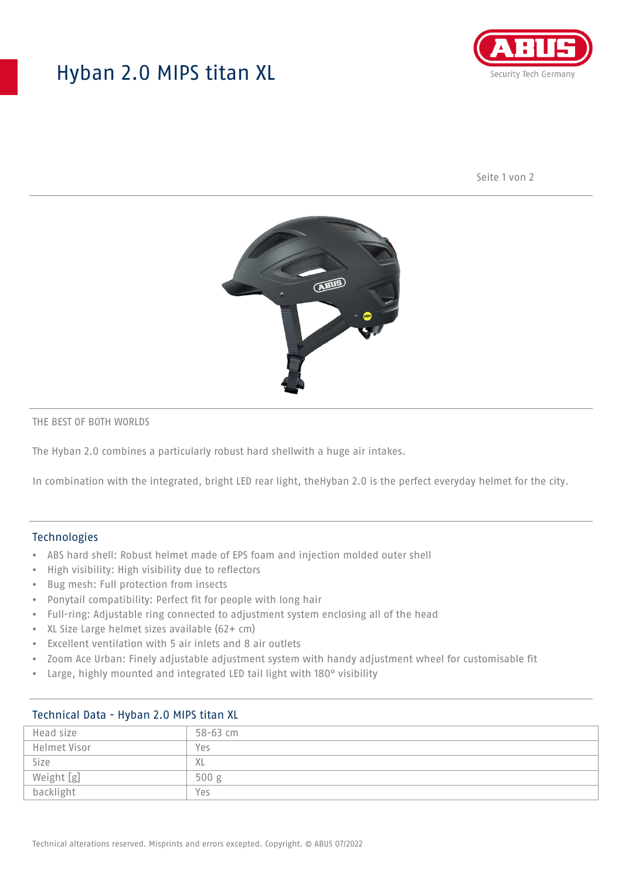# Hyban 2.0 MIPS titan XL

THE BEST OF BOTH WORLDS

The Hyban 2.0 combines a particularly robust hard shellwith a huge air intakes.

In combination with the integrated, bright LED rear light, theHyban 2.0 is the perfect everyday helmet for the city.

## Technologies

- ABS hard shell: Robust helmet made of EPS foam and injection molded outer shell
- High visibility: High visibility due to reflectors
- Bug mesh: Full protection from insects
- Ponytail compatibility: Perfect fit for people with long hair
- Full-ring: Adjustable ring connected to adjustment system enclosing all of the head
- XL Size Large helmet sizes available (62+ cm)
- Excellent ventilation with 5 air inlets and 8 air outlets
- Zoom Ace Urban: Finely adjustable adjustment system with handy adjustment wheel for customisable fit
- Large, highly mounted and integrated LED tail light with 180° visibility

## Technical Data - Hyban 2.0 MIPS titan XL

| Head size | 58-63 cm |
|---|---|
| Helmet Visor | Yes |
| Size | XL |
| Weight [g] | 500 g |
| backlight | Yes |

Technical alterations reserved. Misprints and errors excepted. Copyright. © ABUS 07/2022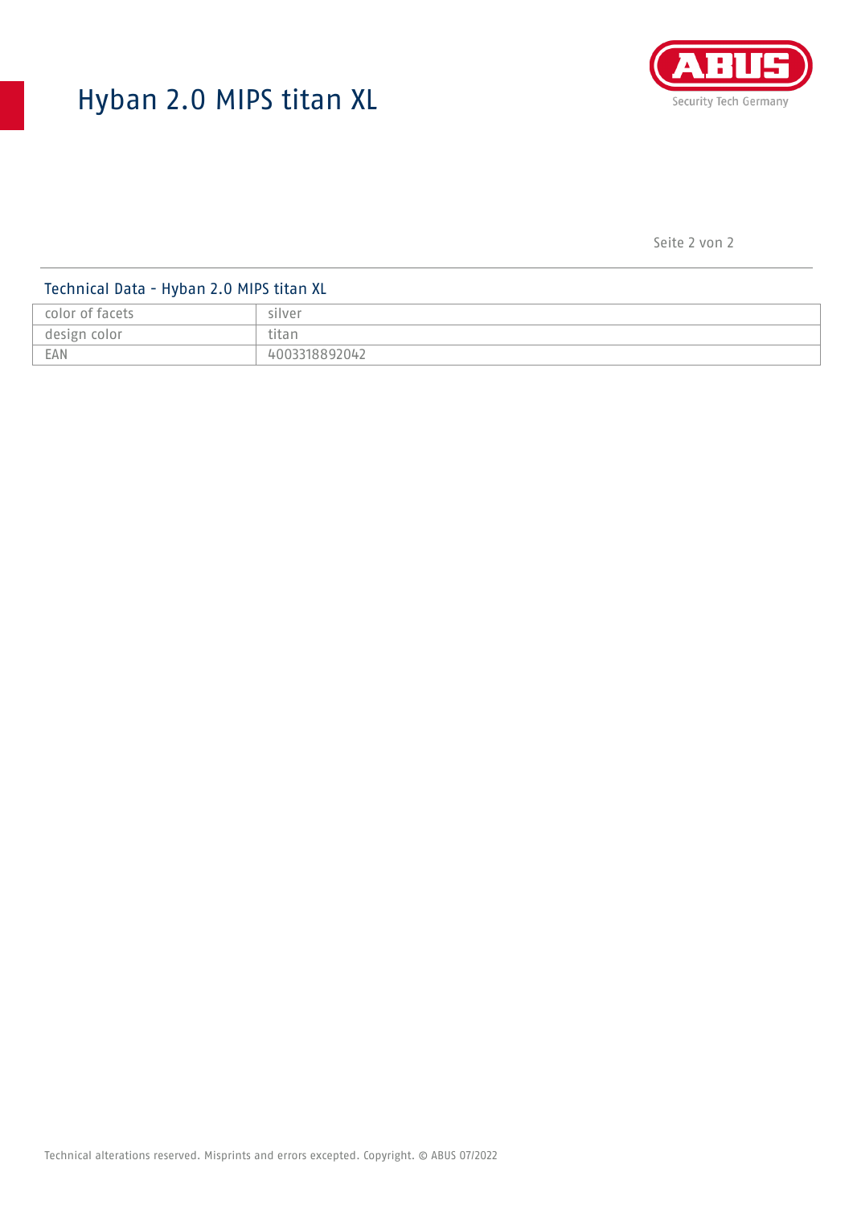# Hyban 2.0 MIPS titan XL

### Technical Data - Hyban 2.0 MIPS titan XL

| | |
|---|---|
| color of facets | silver |
| design color | titan |
| EAN | 4003318892042 |

Technical alterations reserved. Misprints and errors excepted. Copyright. © ABUS 07/2022